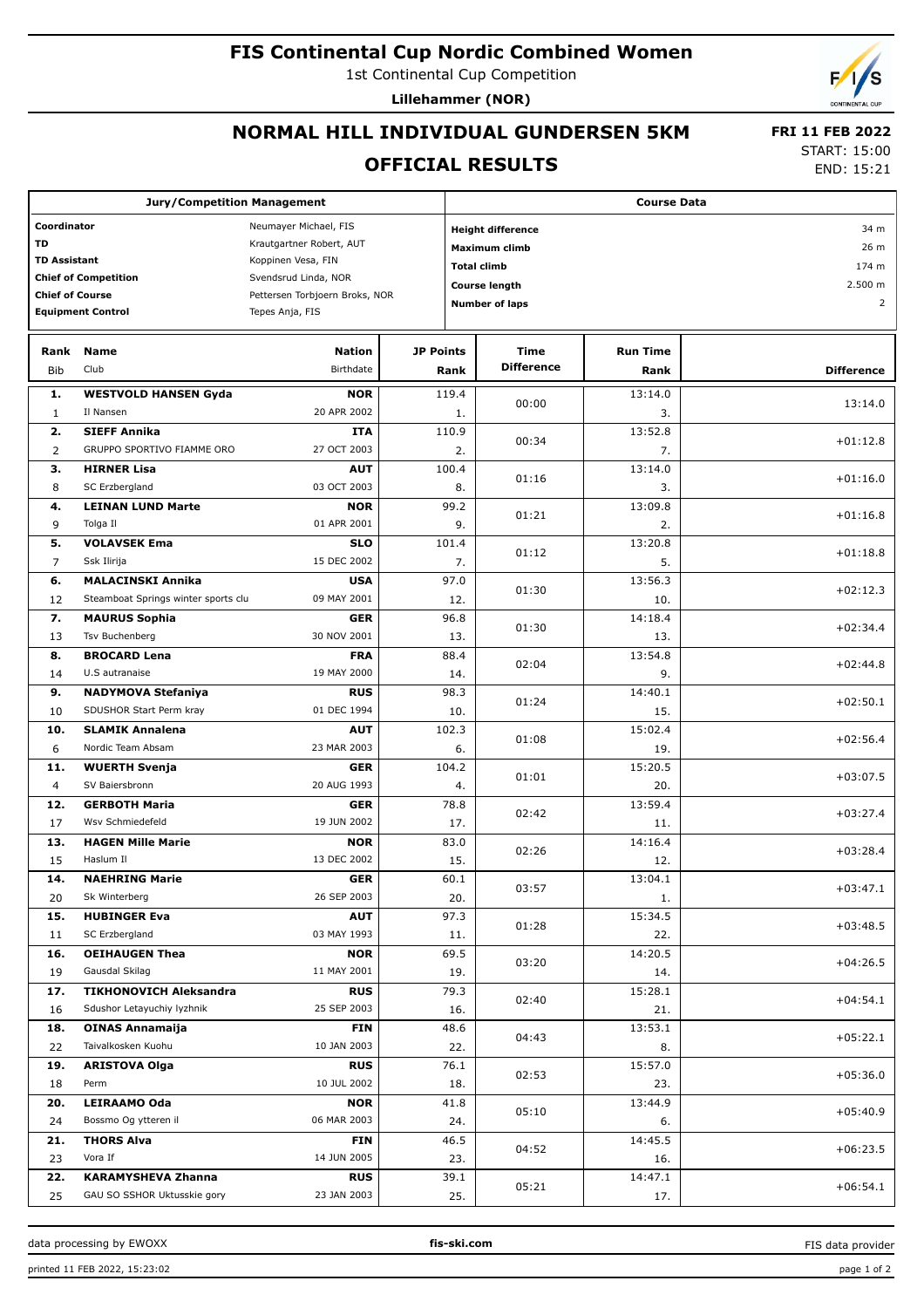# FIS Continental Cup Nordic Combined Women

1st Continental Cup Competition

**Lillehammer (NOR)**

## NORMAL HILL INDIVIDUAL GUNDERSEN 5KM

## OFFICIAL RESULTS

**FRI 11 FEB 2022**
START: 15:00
END: 15:21

| Jury/Competition Management | |
|---|---|
| **Coordinator** | Neumayer Michael, FIS |
| **TD** | Krautgartner Robert, AUT |
| **TD Assistant** | Koppinen Vesa, FIN |
| **Chief of Competition** | Svendsrud Linda, NOR |
| **Chief of Course** | Pettersen Torbjoern Broks, NOR |
| **Equipment Control** | Tepes Anja, FIS |

| Course Data | |
|---|---|
| **Height difference** | 34 m |
| **Maximum climb** | 26 m |
| **Total climb** | 174 m |
| **Course length** | 2.500 m |
| **Number of laps** | 2 |

| Rank | Name | Nation | JP Points | Time | Run Time | |
|---|---|---|---|---|---|---|
| Bib | Club | Birthdate | Rank | Difference | Rank | Difference |
| **1.** | **WESTVOLD HANSEN Gyda** | **NOR** | 119.4 | 00:00 | 13:14.0 | 13:14.0 |
| 1 | Il Nansen | 20 APR 2002 | 1. | | 3. | |
| **2.** | **SIEFF Annika** | **ITA** | 110.9 | 00:34 | 13:52.8 | +01:12.8 |
| 2 | GRUPPO SPORTIVO FIAMME ORO | 27 OCT 2003 | 2. | | 7. | |
| **3.** | **HIRNER Lisa** | **AUT** | 100.4 | 01:16 | 13:14.0 | +01:16.0 |
| 8 | SC Erzbergland | 03 OCT 2003 | 8. | | 3. | |
| **4.** | **LEINAN LUND Marte** | **NOR** | 99.2 | 01:21 | 13:09.8 | +01:16.8 |
| 9 | Tolga Il | 01 APR 2001 | 9. | | 2. | |
| **5.** | **VOLAVSEK Ema** | **SLO** | 101.4 | 01:12 | 13:20.8 | +01:18.8 |
| 7 | Ssk Ilirija | 15 DEC 2002 | 7. | | 5. | |
| **6.** | **MALACINSKI Annika** | **USA** | 97.0 | 01:30 | 13:56.3 | +02:12.3 |
| 12 | Steamboat Springs winter sports clu | 09 MAY 2001 | 12. | | 10. | |
| **7.** | **MAURUS Sophia** | **GER** | 96.8 | 01:30 | 14:18.4 | +02:34.4 |
| 13 | Tsv Buchenberg | 30 NOV 2001 | 13. | | 13. | |
| **8.** | **BROCARD Lena** | **FRA** | 88.4 | 02:04 | 13:54.8 | +02:44.8 |
| 14 | U.S autranaise | 19 MAY 2000 | 14. | | 9. | |
| **9.** | **NADYMOVA Stefaniya** | **RUS** | 98.3 | 01:24 | 14:40.1 | +02:50.1 |
| 10 | SDUSHOR Start Perm kray | 01 DEC 1994 | 10. | | 15. | |
| **10.** | **SLAMIK Annalena** | **AUT** | 102.3 | 01:08 | 15:02.4 | +02:56.4 |
| 6 | Nordic Team Absam | 23 MAR 2003 | 6. | | 19. | |
| **11.** | **WUERTH Svenja** | **GER** | 104.2 | 01:01 | 15:20.5 | +03:07.5 |
| 4 | SV Baiersbronn | 20 AUG 1993 | 4. | | 20. | |
| **12.** | **GERBOTH Maria** | **GER** | 78.8 | 02:42 | 13:59.4 | +03:27.4 |
| 17 | Wsv Schmiedefeld | 19 JUN 2002 | 17. | | 11. | |
| **13.** | **HAGEN Mille Marie** | **NOR** | 83.0 | 02:26 | 14:16.4 | +03:28.4 |
| 15 | Haslum Il | 13 DEC 2002 | 15. | | 12. | |
| **14.** | **NAEHRING Marie** | **GER** | 60.1 | 03:57 | 13:04.1 | +03:47.1 |
| 20 | Sk Winterberg | 26 SEP 2003 | 20. | | 1. | |
| **15.** | **HUBINGER Eva** | **AUT** | 97.3 | 01:28 | 15:34.5 | +03:48.5 |
| 11 | SC Erzbergland | 03 MAY 1993 | 11. | | 22. | |
| **16.** | **OEIHAUGEN Thea** | **NOR** | 69.5 | 03:20 | 14:20.5 | +04:26.5 |
| 19 | Gausdal Skilag | 11 MAY 2001 | 19. | | 14. | |
| **17.** | **TIKHONOVICH Aleksandra** | **RUS** | 79.3 | 02:40 | 15:28.1 | +04:54.1 |
| 16 | Sdushor Letayuchiy lyzhnik | 25 SEP 2003 | 16. | | 21. | |
| **18.** | **OINAS Annamaija** | **FIN** | 48.6 | 04:43 | 13:53.1 | +05:22.1 |
| 22 | Taivalkosken Kuohu | 10 JAN 2003 | 22. | | 8. | |
| **19.** | **ARISTOVA Olga** | **RUS** | 76.1 | 02:53 | 15:57.0 | +05:36.0 |
| 18 | Perm | 10 JUL 2002 | 18. | | 23. | |
| **20.** | **LEIRAAMO Oda** | **NOR** | 41.8 | 05:10 | 13:44.9 | +05:40.9 |
| 24 | Bossmo Og ytteren il | 06 MAR 2003 | 24. | | 6. | |
| **21.** | **THORS Alva** | **FIN** | 46.5 | 04:52 | 14:45.5 | +06:23.5 |
| 23 | Vora If | 14 JUN 2005 | 23. | | 16. | |
| **22.** | **KARAMYSHEVA Zhanna** | **RUS** | 39.1 | 05:21 | 14:47.1 | +06:54.1 |
| 25 | GAU SO SSHOR Uktusskie gory | 23 JAN 2003 | 25. | | 17. | |

data processing by EWOXX — **fis-ski.com** — FIS data provider

printed 11 FEB 2022, 15:23:02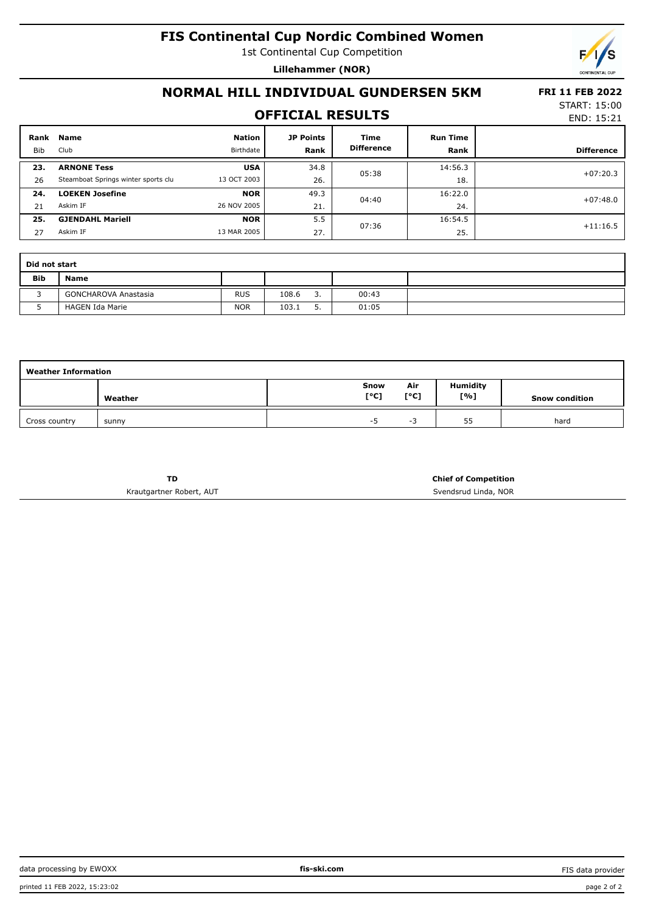# FIS Continental Cup Nordic Combined Women

1st Continental Cup Competition

**Lillehammer (NOR)**

## NORMAL HILL INDIVIDUAL GUNDERSEN 5KM

**FRI 11 FEB 2022**

START: 15:00

END: 15:21

## OFFICIAL RESULTS

| Rank / Bib | Name / Club | Nation / Birthdate | JP Points / Rank | Time Difference | Run Time / Rank | Difference |
|---|---|---|---|---|---|---|
| **23.** | **ARNONE Tess** | **USA** | 34.8 | 05:38 | 14:56.3 | +07:20.3 |
| 26 | Steamboat Springs winter sports clu | 13 OCT 2003 | 26. | | 18. | |
| **24.** | **LOEKEN Josefine** | **NOR** | 49.3 | 04:40 | 16:22.0 | +07:48.0 |
| 21 | Askim IF | 26 NOV 2005 | 21. | | 24. | |
| **25.** | **GJENDAHL Mariell** | **NOR** | 5.5 | 07:36 | 16:54.5 | +11:16.5 |
| 27 | Askim IF | 13 MAR 2005 | 27. | | 25. | |

**Did not start**

| Bib | Name | | | | |
|---|---|---|---|---|---|
| 3 | GONCHAROVA Anastasia | RUS | 108.6 3. | 00:43 | |
| 5 | HAGEN Ida Marie | NOR | 103.1 5. | 01:05 | |

**Weather Information**

| | Weather | Snow [°C] | Air [°C] | Humidity [%] | Snow condition |
|---|---|---|---|---|---|
| Cross country | sunny | -5 | -3 | 55 | hard |

**TD**
Krautgartner Robert, AUT

**Chief of Competition**
Svendsrud Linda, NOR

data processing by EWOXX | fis-ski.com | FIS data provider

printed 11 FEB 2022, 15:23:02